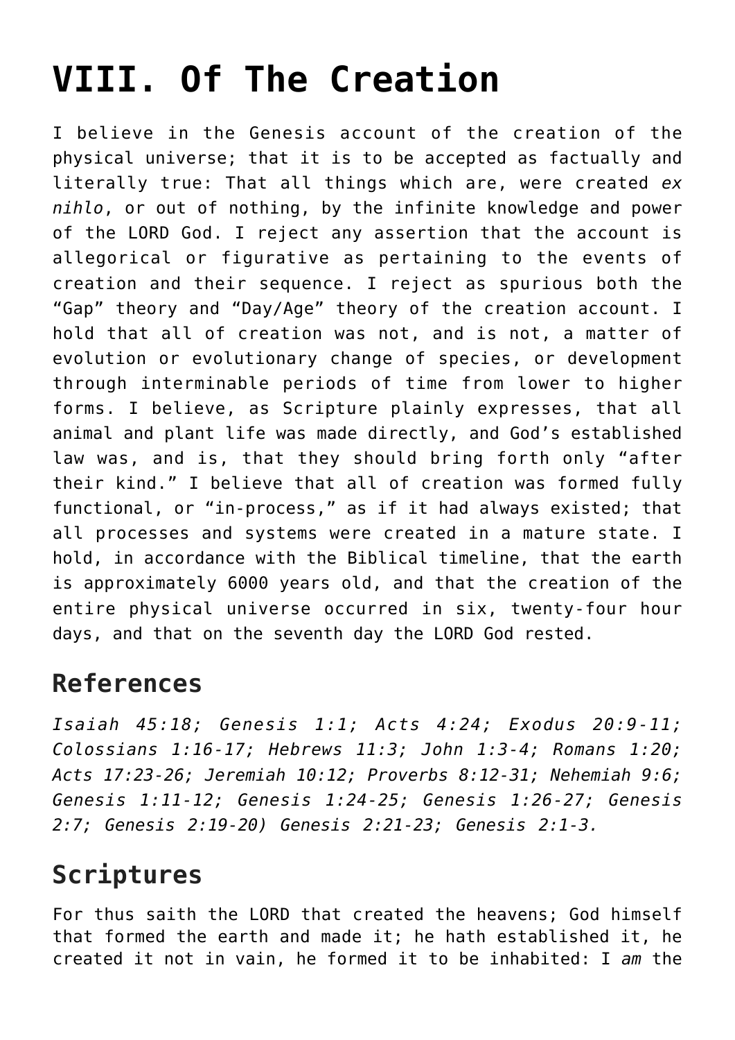# VIII. Of The Creation

I believe in the Genesis account of the creation of the physical universe; that it is to be accepted as factually and literally true: That all things which are, were created *ex nihlo*, or out of nothing, by the infinite knowledge and power of the LORD God. I reject any assertion that the account is allegorical or figurative as pertaining to the events of creation and their sequence. I reject as spurious both the “Gap” theory and “Day/Age” theory of the creation account. I hold that all of creation was not, and is not, a matter of evolution or evolutionary change of species, or development through interminable periods of time from lower to higher forms. I believe, as Scripture plainly expresses, that all animal and plant life was made directly, and God’s established law was, and is, that they should bring forth only “after their kind.” I believe that all of creation was formed fully functional, or “in-process,” as if it had always existed; that all processes and systems were created in a mature state. I hold, in accordance with the Biblical timeline, that the earth is approximately 6000 years old, and that the creation of the entire physical universe occurred in six, twenty-four hour days, and that on the seventh day the LORD God rested.

## References

*Isaiah 45:18; Genesis 1:1; Acts 4:24; Exodus 20:9-11; Colossians 1:16-17; Hebrews 11:3; John 1:3-4; Romans 1:20; Acts 17:23-26; Jeremiah 10:12; Proverbs 8:12-31; Nehemiah 9:6; Genesis 1:11-12; Genesis 1:24-25; Genesis 1:26-27; Genesis 2:7; Genesis 2:19-20) Genesis 2:21-23; Genesis 2:1-3.*

## Scriptures

For thus saith the LORD that created the heavens; God himself that formed the earth and made it; he hath established it, he created it not in vain, he formed it to be inhabited: I *am* the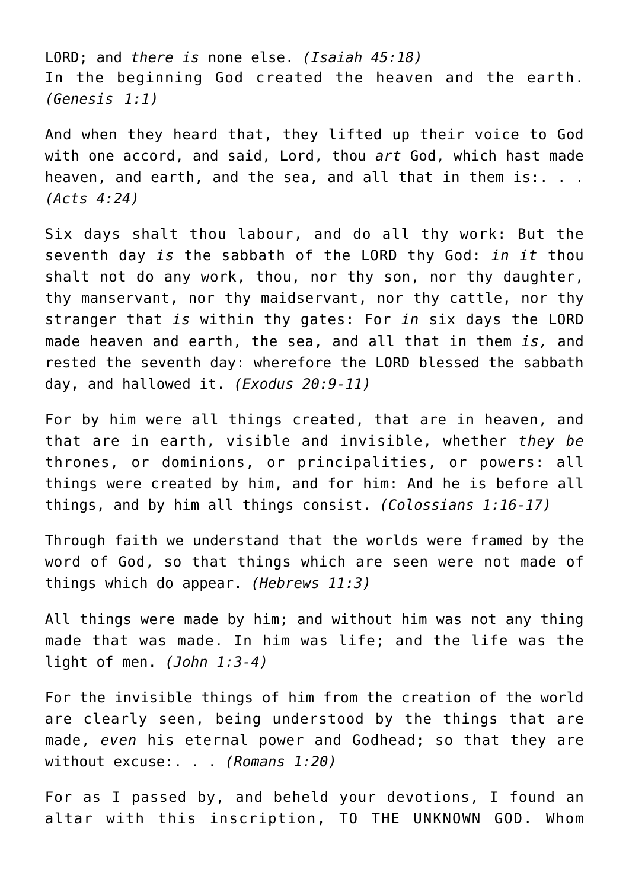LORD; and *there is* none else. *(Isaiah 45:18)*
In the beginning God created the heaven and the earth. *(Genesis 1:1)*

And when they heard that, they lifted up their voice to God with one accord, and said, Lord, thou *art* God, which hast made heaven, and earth, and the sea, and all that in them is:. . . *(Acts 4:24)*

Six days shalt thou labour, and do all thy work: But the seventh day *is* the sabbath of the LORD thy God: *in it* thou shalt not do any work, thou, nor thy son, nor thy daughter, thy manservant, nor thy maidservant, nor thy cattle, nor thy stranger that *is* within thy gates: For *in* six days the LORD made heaven and earth, the sea, and all that in them *is,* and rested the seventh day: wherefore the LORD blessed the sabbath day, and hallowed it. *(Exodus 20:9-11)*

For by him were all things created, that are in heaven, and that are in earth, visible and invisible, whether *they be* thrones, or dominions, or principalities, or powers: all things were created by him, and for him: And he is before all things, and by him all things consist. *(Colossians 1:16-17)*

Through faith we understand that the worlds were framed by the word of God, so that things which are seen were not made of things which do appear. *(Hebrews 11:3)*

All things were made by him; and without him was not any thing made that was made. In him was life; and the life was the light of men. *(John 1:3-4)*

For the invisible things of him from the creation of the world are clearly seen, being understood by the things that are made, *even* his eternal power and Godhead; so that they are without excuse:. . . *(Romans 1:20)*

For as I passed by, and beheld your devotions, I found an altar with this inscription, TO THE UNKNOWN GOD. Whom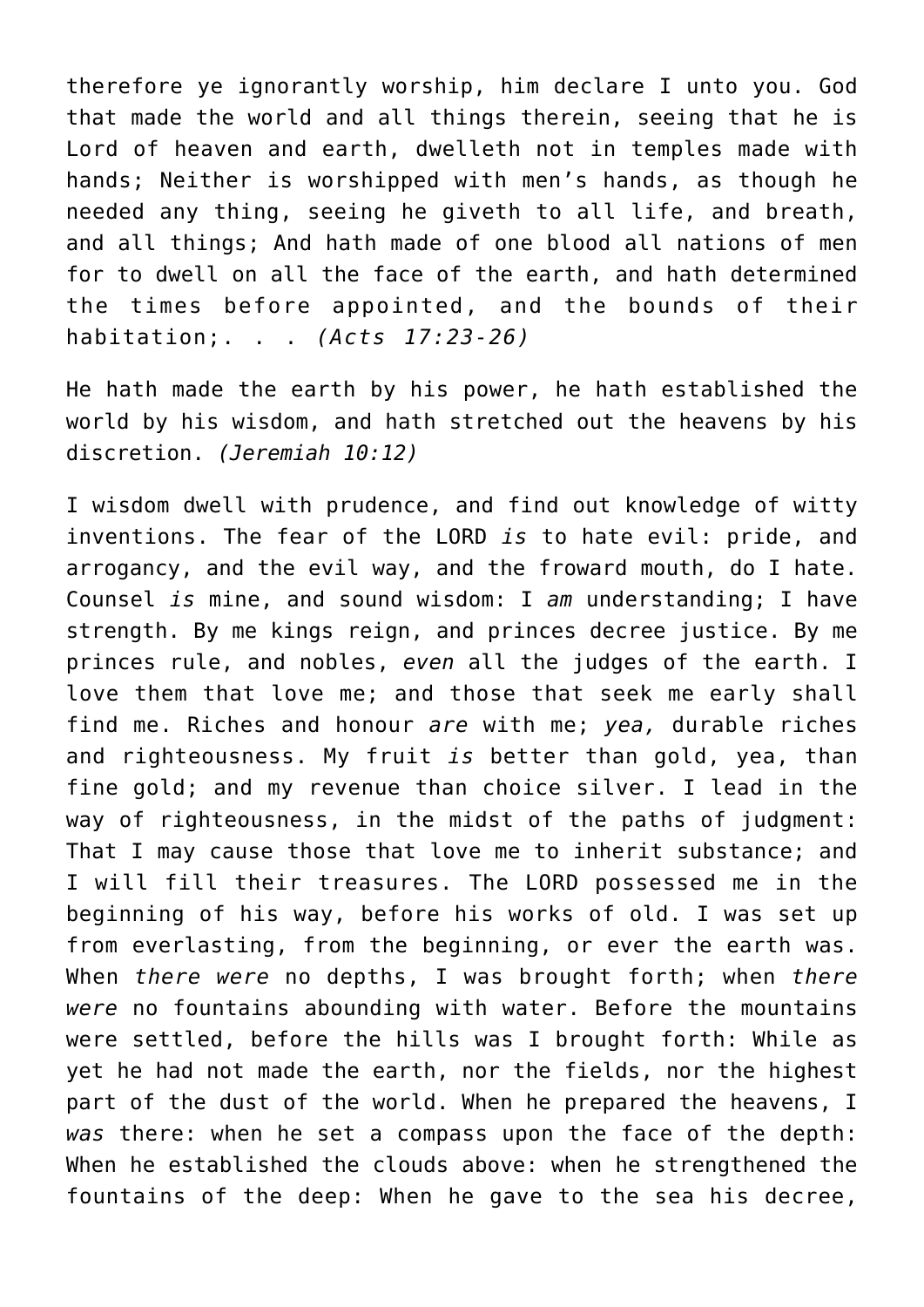therefore ye ignorantly worship, him declare I unto you. God that made the world and all things therein, seeing that he is Lord of heaven and earth, dwelleth not in temples made with hands; Neither is worshipped with men's hands, as though he needed any thing, seeing he giveth to all life, and breath, and all things; And hath made of one blood all nations of men for to dwell on all the face of the earth, and hath determined the times before appointed, and the bounds of their habitation;. . . *(Acts 17:23-26)*

He hath made the earth by his power, he hath established the world by his wisdom, and hath stretched out the heavens by his discretion. *(Jeremiah 10:12)*

I wisdom dwell with prudence, and find out knowledge of witty inventions. The fear of the LORD *is* to hate evil: pride, and arrogancy, and the evil way, and the froward mouth, do I hate. Counsel *is* mine, and sound wisdom: I *am* understanding; I have strength. By me kings reign, and princes decree justice. By me princes rule, and nobles, *even* all the judges of the earth. I love them that love me; and those that seek me early shall find me. Riches and honour *are* with me; *yea,* durable riches and righteousness. My fruit *is* better than gold, yea, than fine gold; and my revenue than choice silver. I lead in the way of righteousness, in the midst of the paths of judgment: That I may cause those that love me to inherit substance; and I will fill their treasures. The LORD possessed me in the beginning of his way, before his works of old. I was set up from everlasting, from the beginning, or ever the earth was. When *there were* no depths, I was brought forth; when *there were* no fountains abounding with water. Before the mountains were settled, before the hills was I brought forth: While as yet he had not made the earth, nor the fields, nor the highest part of the dust of the world. When he prepared the heavens, I *was* there: when he set a compass upon the face of the depth: When he established the clouds above: when he strengthened the fountains of the deep: When he gave to the sea his decree,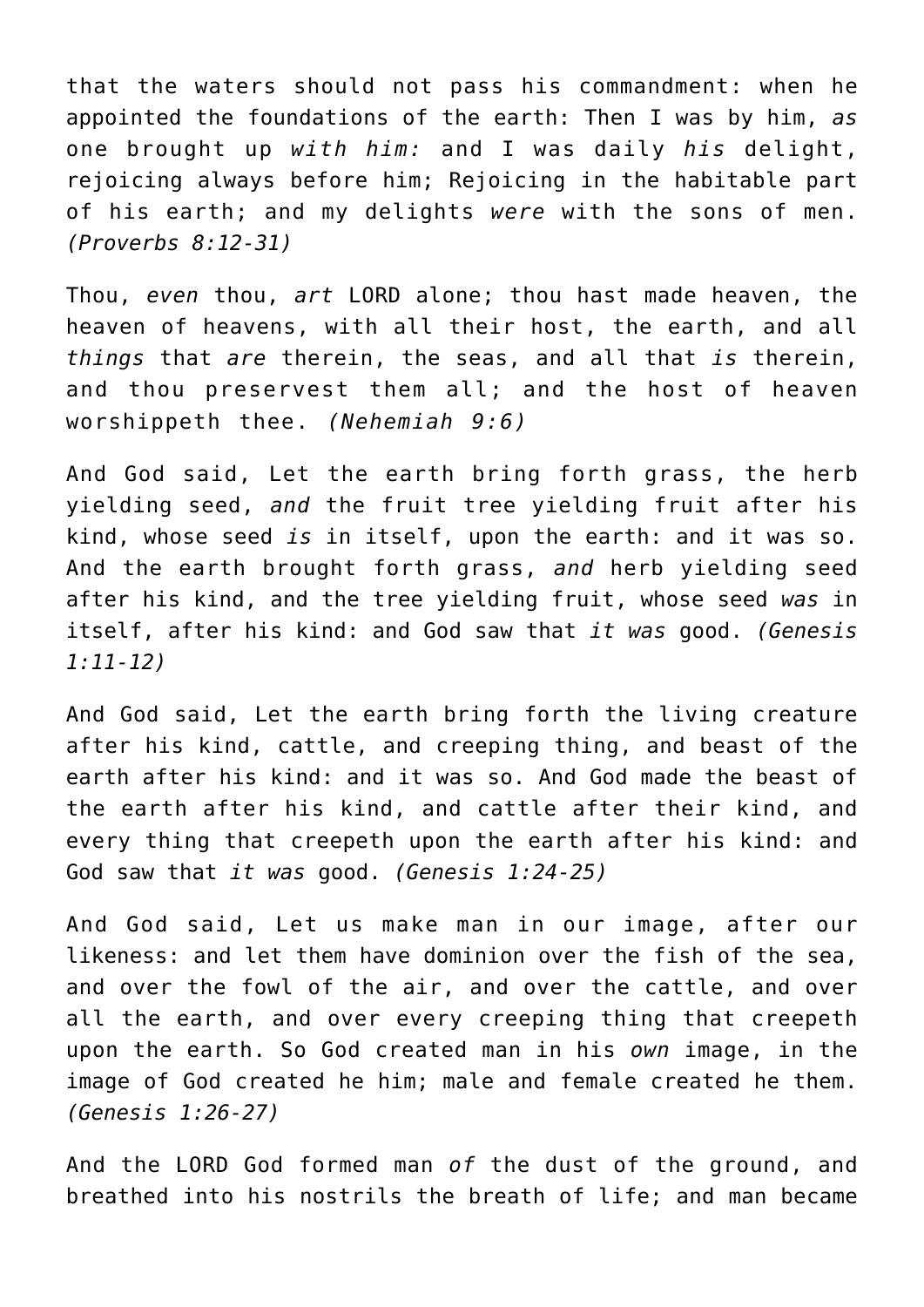that the waters should not pass his commandment: when he appointed the foundations of the earth: Then I was by him, *as* one brought up *with him:* and I was daily *his* delight, rejoicing always before him; Rejoicing in the habitable part of his earth; and my delights *were* with the sons of men. *(Proverbs 8:12-31)*

Thou, *even* thou, *art* LORD alone; thou hast made heaven, the heaven of heavens, with all their host, the earth, and all *things* that *are* therein, the seas, and all that *is* therein, and thou preservest them all; and the host of heaven worshippeth thee. *(Nehemiah 9:6)*

And God said, Let the earth bring forth grass, the herb yielding seed, *and* the fruit tree yielding fruit after his kind, whose seed *is* in itself, upon the earth: and it was so. And the earth brought forth grass, *and* herb yielding seed after his kind, and the tree yielding fruit, whose seed *was* in itself, after his kind: and God saw that *it was* good. *(Genesis 1:11-12)*

And God said, Let the earth bring forth the living creature after his kind, cattle, and creeping thing, and beast of the earth after his kind: and it was so. And God made the beast of the earth after his kind, and cattle after their kind, and every thing that creepeth upon the earth after his kind: and God saw that *it was* good. *(Genesis 1:24-25)*

And God said, Let us make man in our image, after our likeness: and let them have dominion over the fish of the sea, and over the fowl of the air, and over the cattle, and over all the earth, and over every creeping thing that creepeth upon the earth. So God created man in his *own* image, in the image of God created he him; male and female created he them. *(Genesis 1:26-27)*

And the LORD God formed man *of* the dust of the ground, and breathed into his nostrils the breath of life; and man became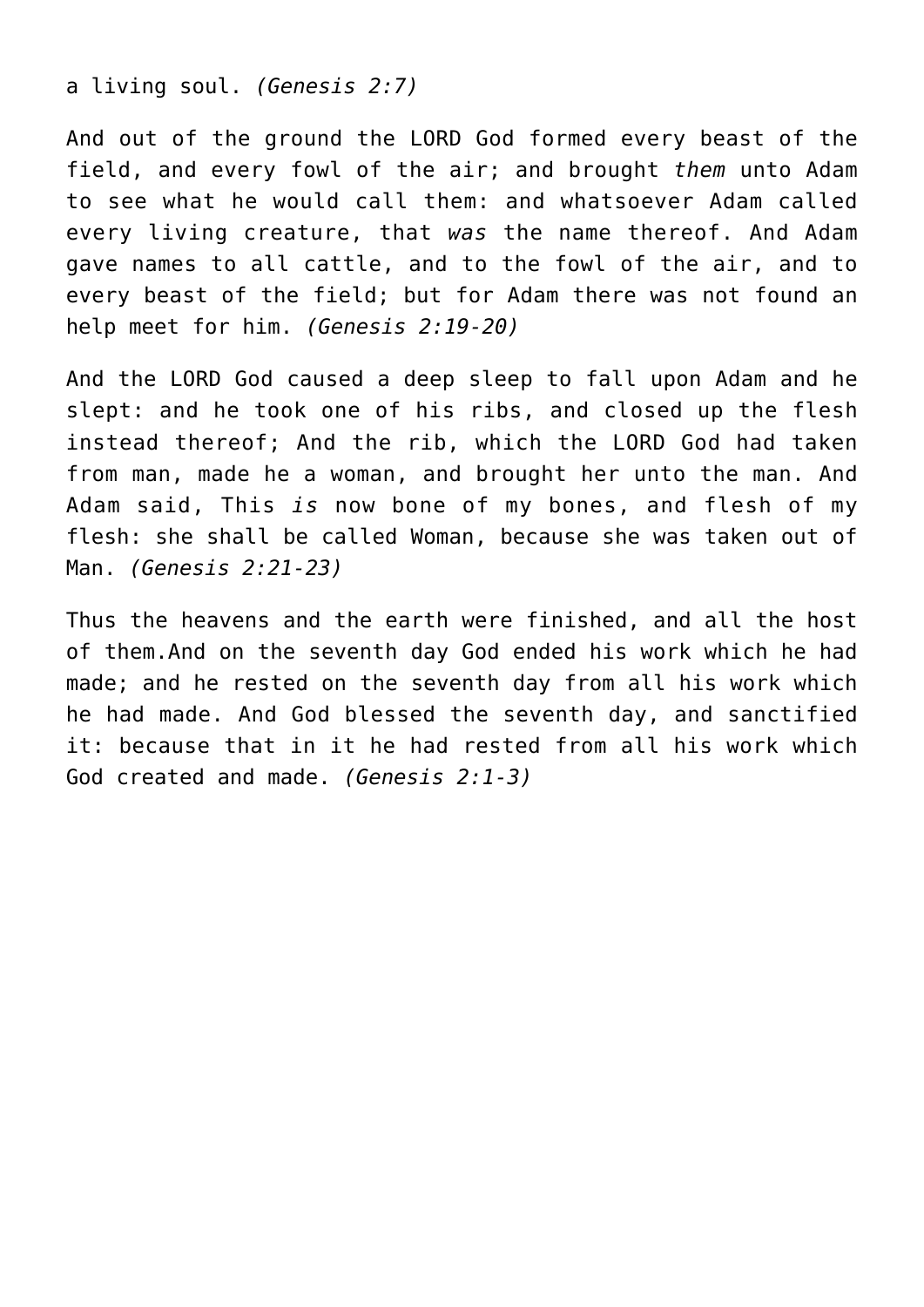a living soul. *(Genesis 2:7)*

And out of the ground the LORD God formed every beast of the field, and every fowl of the air; and brought *them* unto Adam to see what he would call them: and whatsoever Adam called every living creature, that *was* the name thereof. And Adam gave names to all cattle, and to the fowl of the air, and to every beast of the field; but for Adam there was not found an help meet for him. *(Genesis 2:19-20)*

And the LORD God caused a deep sleep to fall upon Adam and he slept: and he took one of his ribs, and closed up the flesh instead thereof; And the rib, which the LORD God had taken from man, made he a woman, and brought her unto the man. And Adam said, This *is* now bone of my bones, and flesh of my flesh: she shall be called Woman, because she was taken out of Man. *(Genesis 2:21-23)*

Thus the heavens and the earth were finished, and all the host of them.And on the seventh day God ended his work which he had made; and he rested on the seventh day from all his work which he had made. And God blessed the seventh day, and sanctified it: because that in it he had rested from all his work which God created and made. *(Genesis 2:1-3)*